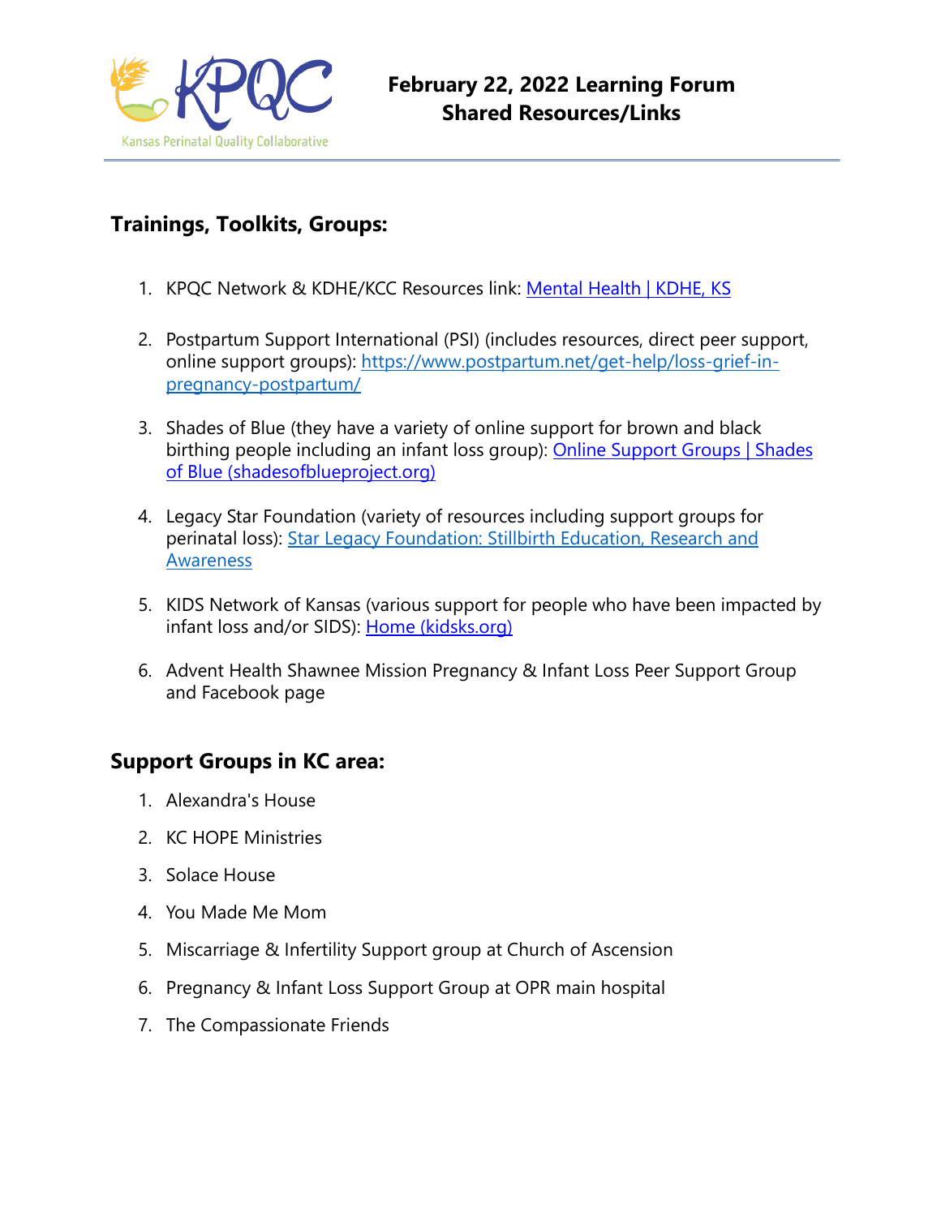# February 22, 2022 Learning Forum
# Shared Resources/Links

## Trainings, Toolkits, Groups:

1. KPQC Network & KDHE/KCC Resources link: Mental Health | KDHE, KS
2. Postpartum Support International (PSI) (includes resources, direct peer support, online support groups): https://www.postpartum.net/get-help/loss-grief-in-pregnancy-postpartum/
3. Shades of Blue (they have a variety of online support for brown and black birthing people including an infant loss group): Online Support Groups | Shades of Blue (shadesofblueproject.org)
4. Legacy Star Foundation (variety of resources including support groups for perinatal loss): Star Legacy Foundation: Stillbirth Education, Research and Awareness
5. KIDS Network of Kansas (various support for people who have been impacted by infant loss and/or SIDS): Home (kidsks.org)
6. Advent Health Shawnee Mission Pregnancy & Infant Loss Peer Support Group and Facebook page

## Support Groups in KC area:

1. Alexandra's House
2. KC HOPE Ministries
3. Solace House
4. You Made Me Mom
5. Miscarriage & Infertility Support group at Church of Ascension
6. Pregnancy & Infant Loss Support Group at OPR main hospital
7. The Compassionate Friends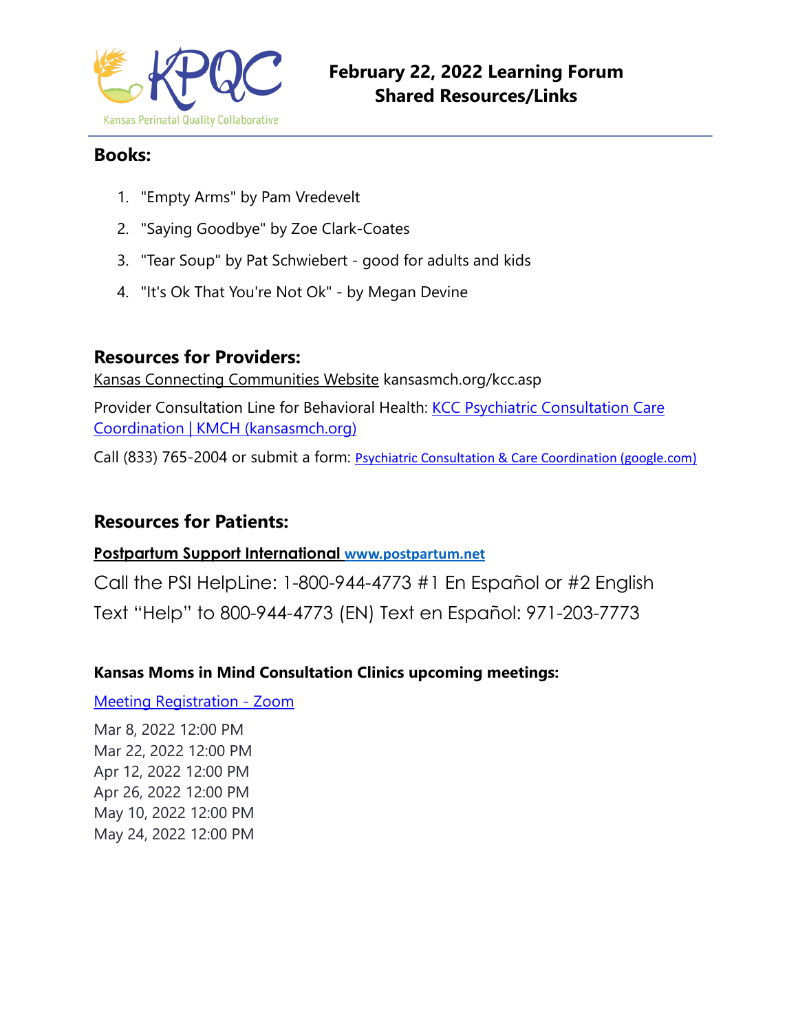# February 22, 2022 Learning Forum Shared Resources/Links

## Books:

1. "Empty Arms" by Pam Vredevelt
2. "Saying Goodbye" by Zoe Clark-Coates
3. "Tear Soup" by Pat Schwiebert - good for adults and kids
4. "It's Ok That You're Not Ok" - by Megan Devine

## Resources for Providers:

Kansas Connecting Communities Website kansasmch.org/kcc.asp

Provider Consultation Line for Behavioral Health: KCC Psychiatric Consultation Care Coordination | KMCH (kansasmch.org)

Call (833) 765-2004 or submit a form: Psychiatric Consultation & Care Coordination (google.com)

## Resources for Patients:

**Postpartum Support International www.postpartum.net**

Call the PSI HelpLine: 1-800-944-4773 #1 En Español or #2 English

Text "Help" to 800-944-4773 (EN) Text en Español: 971-203-7773

**Kansas Moms in Mind Consultation Clinics upcoming meetings:**

Meeting Registration - Zoom

Mar 8, 2022 12:00 PM
Mar 22, 2022 12:00 PM
Apr 12, 2022 12:00 PM
Apr 26, 2022 12:00 PM
May 10, 2022 12:00 PM
May 24, 2022 12:00 PM